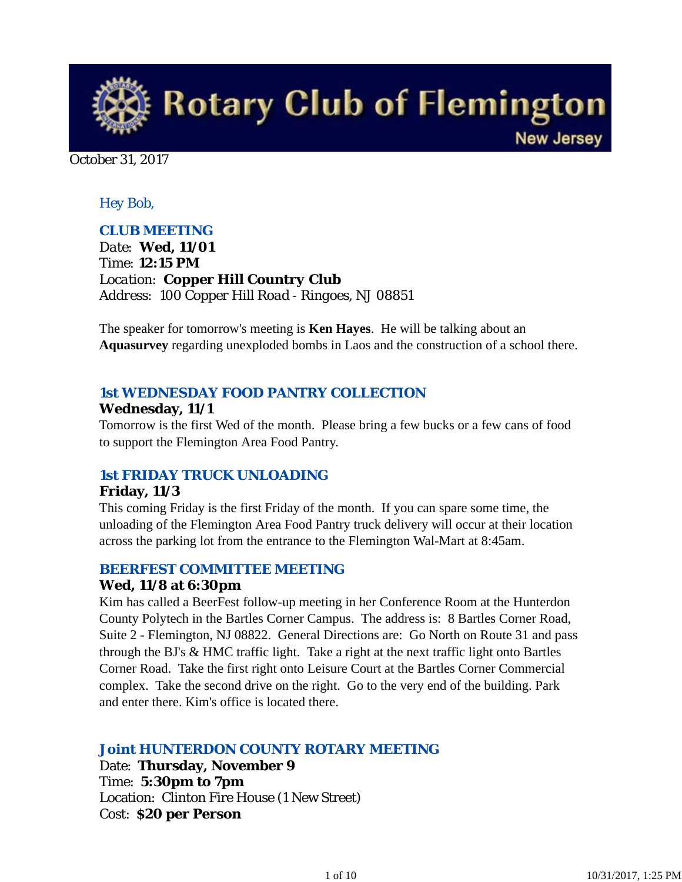# Rotary Club of Flemington

New Jersey

October 31, 2017

*Hey Bob,*

### CLUB MEETING

*Date:* **Wed, 11/01**
*Time:* **12:15 PM**
*Location:* **Copper Hill Country Club**
*Address:* 100 Copper Hill Road - Ringoes, NJ 08851

The speaker for tomorrow's meeting is **Ken Hayes**. He will be talking about an **Aquasurvey** regarding unexploded bombs in Laos and the construction of a school there.

### 1st WEDNESDAY FOOD PANTRY COLLECTION

**Wednesday, 11/1**

Tomorrow is the first Wed of the month. Please bring a few bucks or a few cans of food to support the Flemington Area Food Pantry.

### 1st FRIDAY TRUCK UNLOADING

**Friday, 11/3**

This coming Friday is the first Friday of the month. If you can spare some time, the unloading of the Flemington Area Food Pantry truck delivery will occur at their location across the parking lot from the entrance to the Flemington Wal-Mart at 8:45am.

### BEERFEST COMMITTEE MEETING

**Wed, 11/8 at 6:30pm**

Kim has called a BeerFest follow-up meeting in her Conference Room at the Hunterdon County Polytech in the Bartles Corner Campus. The address is: 8 Bartles Corner Road, Suite 2 - Flemington, NJ 08822. General Directions are: Go North on Route 31 and pass through the BJ's & HMC traffic light. Take a right at the next traffic light onto Bartles Corner Road. Take the first right onto Leisure Court at the Bartles Corner Commercial complex. Take the second drive on the right. Go to the very end of the building. Park and enter there. Kim's office is located there.

### Joint HUNTERDON COUNTY ROTARY MEETING

Date: **Thursday, November 9**
Time: **5:30pm to 7pm**
Location: Clinton Fire House (1 New Street)
Cost: **$20 per Person**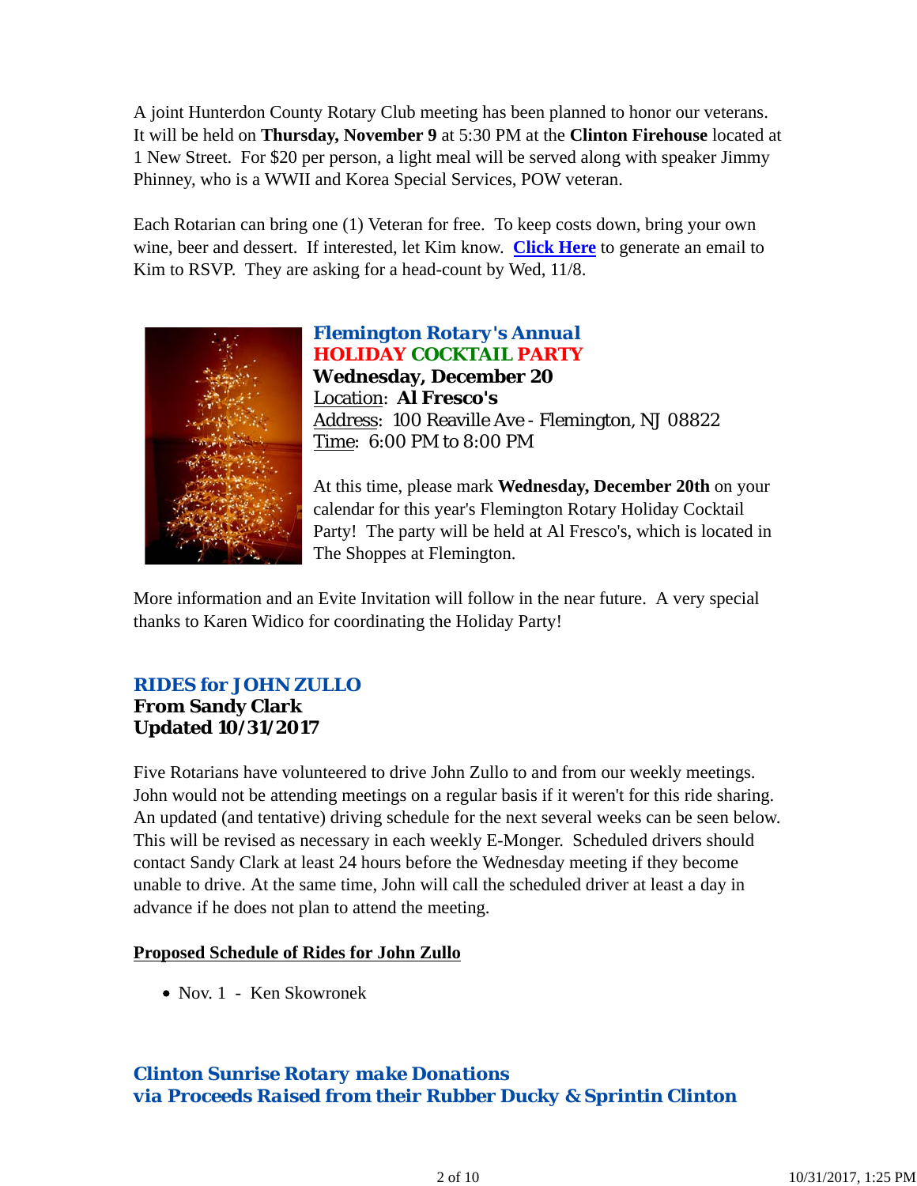A joint Hunterdon County Rotary Club meeting has been planned to honor our veterans. It will be held on **Thursday, November 9** at 5:30 PM at the **Clinton Firehouse** located at 1 New Street. For $20 per person, a light meal will be served along with speaker Jimmy Phinney, who is a WWII and Korea Special Services, POW veteran.

Each Rotarian can bring one (1) Veteran for free. To keep costs down, bring your own wine, beer and dessert. If interested, let Kim know. **Click Here** to generate an email to Kim to RSVP. They are asking for a head-count by Wed, 11/8.

### *Flemington Rotary's Annual*
### HOLIDAY COCKTAIL PARTY

**Wednesday, December 20**
Location: **Al Fresco's**
Address: 100 Reaville Ave - Flemington, NJ 08822
Time: 6:00 PM to 8:00 PM

At this time, please mark **Wednesday, December 20th** on your calendar for this year's Flemington Rotary Holiday Cocktail Party! The party will be held at Al Fresco's, which is located in The Shoppes at Flemington.

More information and an Evite Invitation will follow in the near future. A very special thanks to Karen Widico for coordinating the Holiday Party!

### *RIDES for JOHN ZULLO*
**From Sandy Clark**
**Updated 10/31/2017**

Five Rotarians have volunteered to drive John Zullo to and from our weekly meetings. John would not be attending meetings on a regular basis if it weren't for this ride sharing. An updated (and tentative) driving schedule for the next several weeks can be seen below. This will be revised as necessary in each weekly E-Monger. Scheduled drivers should contact Sandy Clark at least 24 hours before the Wednesday meeting if they become unable to drive. At the same time, John will call the scheduled driver at least a day in advance if he does not plan to attend the meeting.

**Proposed Schedule of Rides for John Zullo**

- Nov. 1 - Ken Skowronek

### *Clinton Sunrise Rotary make Donations via Proceeds Raised from their Rubber Ducky & Sprintin Clinton*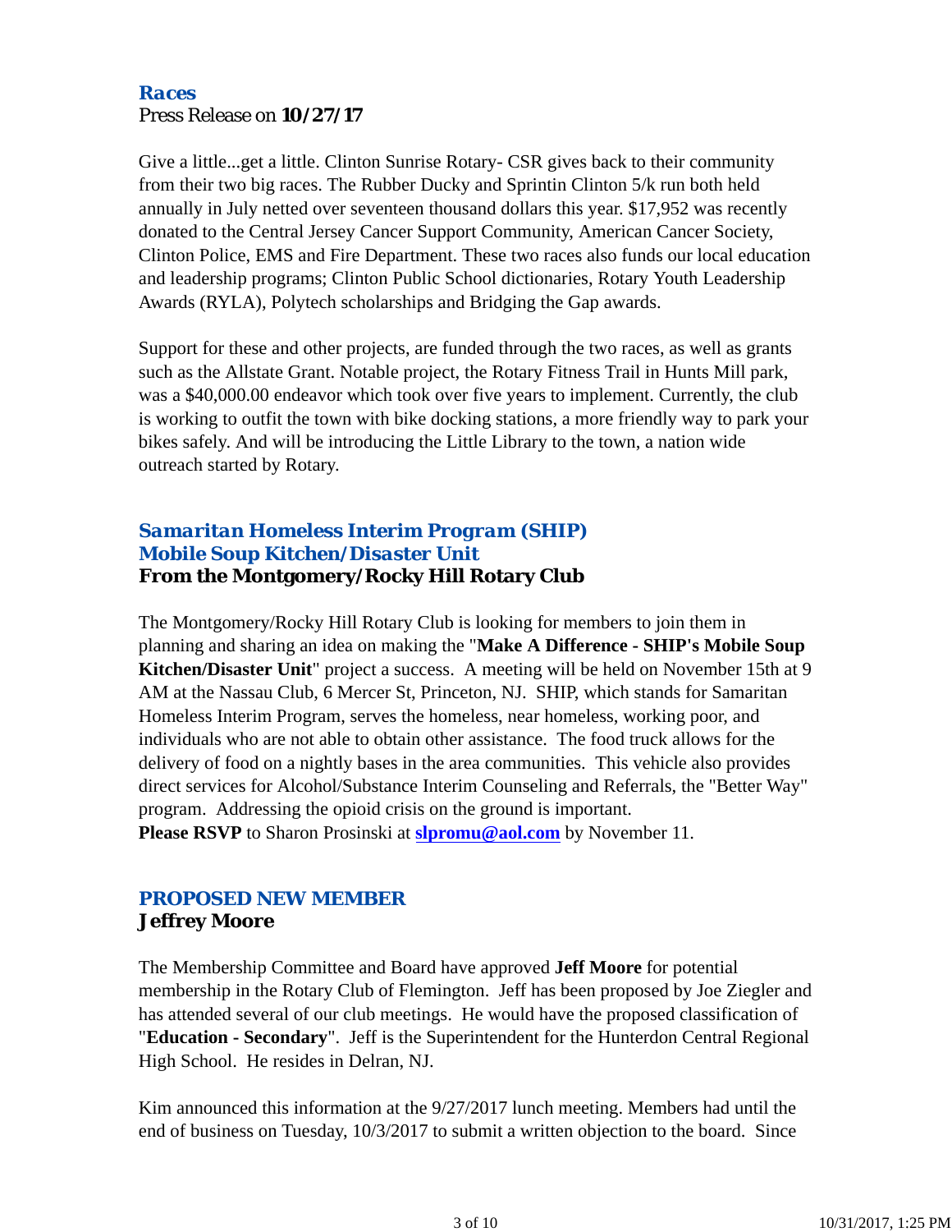### *Races*

Press Release on **10/27/17**

Give a little...get a little. Clinton Sunrise Rotary- CSR gives back to their community from their two big races. The Rubber Ducky and Sprintin Clinton 5/k run both held annually in July netted over seventeen thousand dollars this year. $17,952 was recently donated to the Central Jersey Cancer Support Community, American Cancer Society, Clinton Police, EMS and Fire Department. These two races also funds our local education and leadership programs; Clinton Public School dictionaries, Rotary Youth Leadership Awards (RYLA), Polytech scholarships and Bridging the Gap awards.

Support for these and other projects, are funded through the two races, as well as grants such as the Allstate Grant. Notable project, the Rotary Fitness Trail in Hunts Mill park, was a $40,000.00 endeavor which took over five years to implement. Currently, the club is working to outfit the town with bike docking stations, a more friendly way to park your bikes safely. And will be introducing the Little Library to the town, a nation wide outreach started by Rotary.

### *Samaritan Homeless Interim Program (SHIP) Mobile Soup Kitchen/Disaster Unit*

**From the Montgomery/Rocky Hill Rotary Club**

The Montgomery/Rocky Hill Rotary Club is looking for members to join them in planning and sharing an idea on making the "**Make A Difference - SHIP's Mobile Soup Kitchen/Disaster Unit**" project a success. A meeting will be held on November 15th at 9 AM at the Nassau Club, 6 Mercer St, Princeton, NJ. SHIP, which stands for Samaritan Homeless Interim Program, serves the homeless, near homeless, working poor, and individuals who are not able to obtain other assistance. The food truck allows for the delivery of food on a nightly bases in the area communities. This vehicle also provides direct services for Alcohol/Substance Interim Counseling and Referrals, the "Better Way" program. Addressing the opioid crisis on the ground is important.
**Please RSVP** to Sharon Prosinski at **slpromu@aol.com** by November 11.

### *PROPOSED NEW MEMBER*

**Jeffrey Moore**

The Membership Committee and Board have approved **Jeff Moore** for potential membership in the Rotary Club of Flemington. Jeff has been proposed by Joe Ziegler and has attended several of our club meetings. He would have the proposed classification of "**Education - Secondary**". Jeff is the Superintendent for the Hunterdon Central Regional High School. He resides in Delran, NJ.

Kim announced this information at the 9/27/2017 lunch meeting. Members had until the end of business on Tuesday, 10/3/2017 to submit a written objection to the board. Since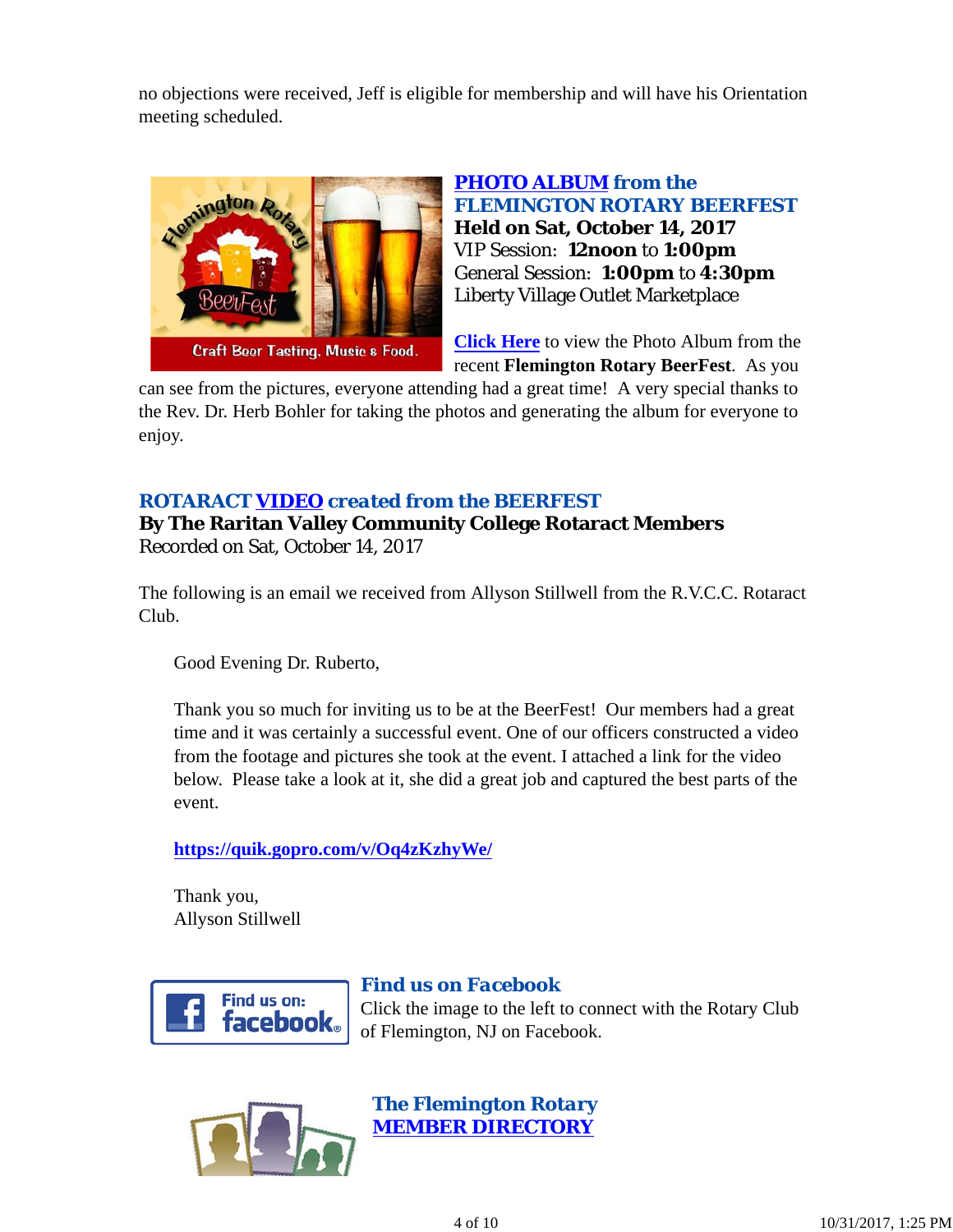no objections were received, Jeff is eligible for membership and will have his Orientation meeting scheduled.

### PHOTO ALBUM from the FLEMINGTON ROTARY BEERFEST

**Held on Sat, October 14, 2017**
VIP Session: **12noon** to **1:00pm**
General Session: **1:00pm** to **4:30pm**
Liberty Village Outlet Marketplace

**Click Here** to view the Photo Album from the recent **Flemington Rotary BeerFest**. As you can see from the pictures, everyone attending had a great time! A very special thanks to the Rev. Dr. Herb Bohler for taking the photos and generating the album for everyone to enjoy.

### ROTARACT VIDEO created from the BEERFEST

**By The Raritan Valley Community College Rotaract Members**
Recorded on Sat, October 14, 2017

The following is an email we received from Allyson Stillwell from the R.V.C.C. Rotaract Club.

> Good Evening Dr. Ruberto,
>
> Thank you so much for inviting us to be at the BeerFest! Our members had a great time and it was certainly a successful event. One of our officers constructed a video from the footage and pictures she took at the event. I attached a link for the video below. Please take a look at it, she did a great job and captured the best parts of the event.
>
> **https://quik.gopro.com/v/Oq4zKzhyWe/**
>
> Thank you,
> Allyson Stillwell

### Find us on Facebook

Click the image to the left to connect with the Rotary Club of Flemington, NJ on Facebook.

### The Flemington Rotary MEMBER DIRECTORY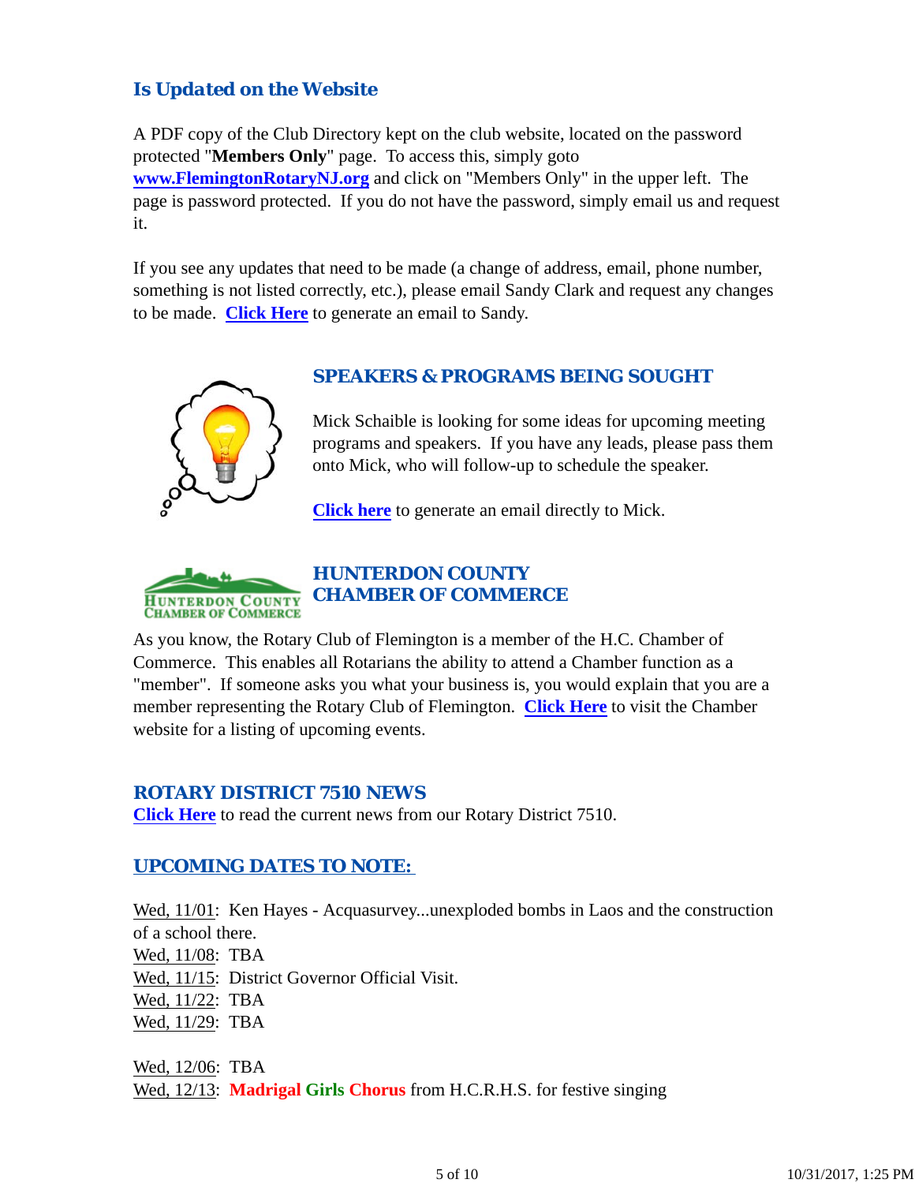## Is Updated on the Website

A PDF copy of the Club Directory kept on the club website, located on the password protected "**Members Only**" page. To access this, simply goto **www.FlemingtonRotaryNJ.org** and click on "Members Only" in the upper left. The page is password protected. If you do not have the password, simply email us and request it.

If you see any updates that need to be made (a change of address, email, phone number, something is not listed correctly, etc.), please email Sandy Clark and request any changes to be made. **Click Here** to generate an email to Sandy.

## SPEAKERS & PROGRAMS BEING SOUGHT

Mick Schaible is looking for some ideas for upcoming meeting programs and speakers. If you have any leads, please pass them onto Mick, who will follow-up to schedule the speaker.

**Click here** to generate an email directly to Mick.

## HUNTERDON COUNTY CHAMBER OF COMMERCE

As you know, the Rotary Club of Flemington is a member of the H.C. Chamber of Commerce. This enables all Rotarians the ability to attend a Chamber function as a "member". If someone asks you what your business is, you would explain that you are a member representing the Rotary Club of Flemington. **Click Here** to visit the Chamber website for a listing of upcoming events.

## ROTARY DISTRICT 7510 NEWS

**Click Here** to read the current news from our Rotary District 7510.

## UPCOMING DATES TO NOTE:

Wed, 11/01: Ken Hayes - Acquasurvey...unexploded bombs in Laos and the construction of a school there.
Wed, 11/08: TBA
Wed, 11/15: District Governor Official Visit.
Wed, 11/22: TBA
Wed, 11/29: TBA

Wed, 12/06: TBA
Wed, 12/13: **Madrigal Girls Chorus** from H.C.R.H.S. for festive singing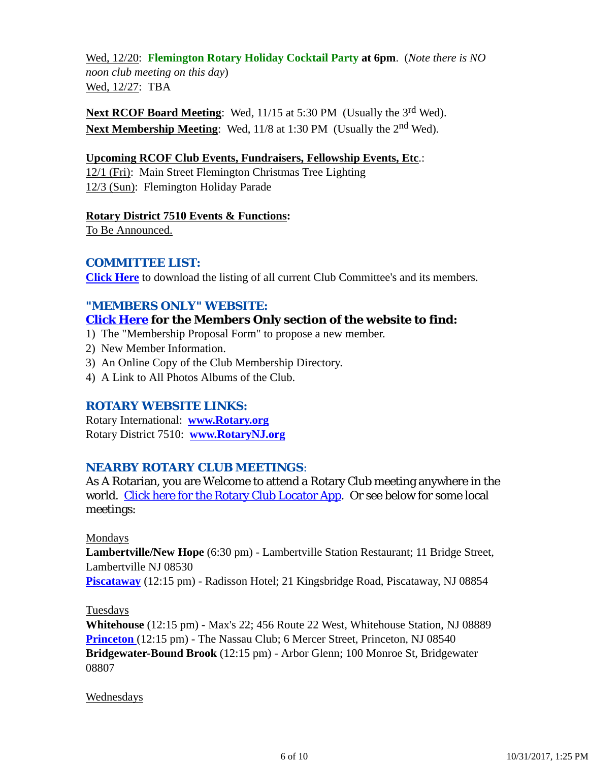Wed, 12/20: **Flemington Rotary Holiday Cocktail Party at 6pm**. (*Note there is NO noon club meeting on this day*)
Wed, 12/27: TBA

**Next RCOF Board Meeting**: Wed, 11/15 at 5:30 PM (Usually the 3rd Wed).
**Next Membership Meeting**: Wed, 11/8 at 1:30 PM (Usually the 2nd Wed).

**Upcoming RCOF Club Events, Fundraisers, Fellowship Events, Etc.**:
12/1 (Fri): Main Street Flemington Christmas Tree Lighting
12/3 (Sun): Flemington Holiday Parade

**Rotary District 7510 Events & Functions:**
To Be Announced.

## COMMITTEE LIST:

**Click Here** to download the listing of all current Club Committee's and its members.

## "MEMBERS ONLY" WEBSITE:

**Click Here for the Members Only section of the website to find:**

1) The "Membership Proposal Form" to propose a new member.
2) New Member Information.
3) An Online Copy of the Club Membership Directory.
4) A Link to All Photos Albums of the Club.

## ROTARY WEBSITE LINKS:

Rotary International: **www.Rotary.org**
Rotary District 7510: **www.RotaryNJ.org**

## NEARBY ROTARY CLUB MEETINGS:

As A Rotarian, you are Welcome to attend a Rotary Club meeting anywhere in the world. Click here for the Rotary Club Locator App. Or see below for some local meetings:

Mondays
**Lambertville/New Hope** (6:30 pm) - Lambertville Station Restaurant; 11 Bridge Street, Lambertville NJ 08530
**Piscataway** (12:15 pm) - Radisson Hotel; 21 Kingsbridge Road, Piscataway, NJ 08854

Tuesdays
**Whitehouse** (12:15 pm) - Max's 22; 456 Route 22 West, Whitehouse Station, NJ 08889
**Princeton** (12:15 pm) - The Nassau Club; 6 Mercer Street, Princeton, NJ 08540
**Bridgewater-Bound Brook** (12:15 pm) - Arbor Glenn; 100 Monroe St, Bridgewater 08807

Wednesdays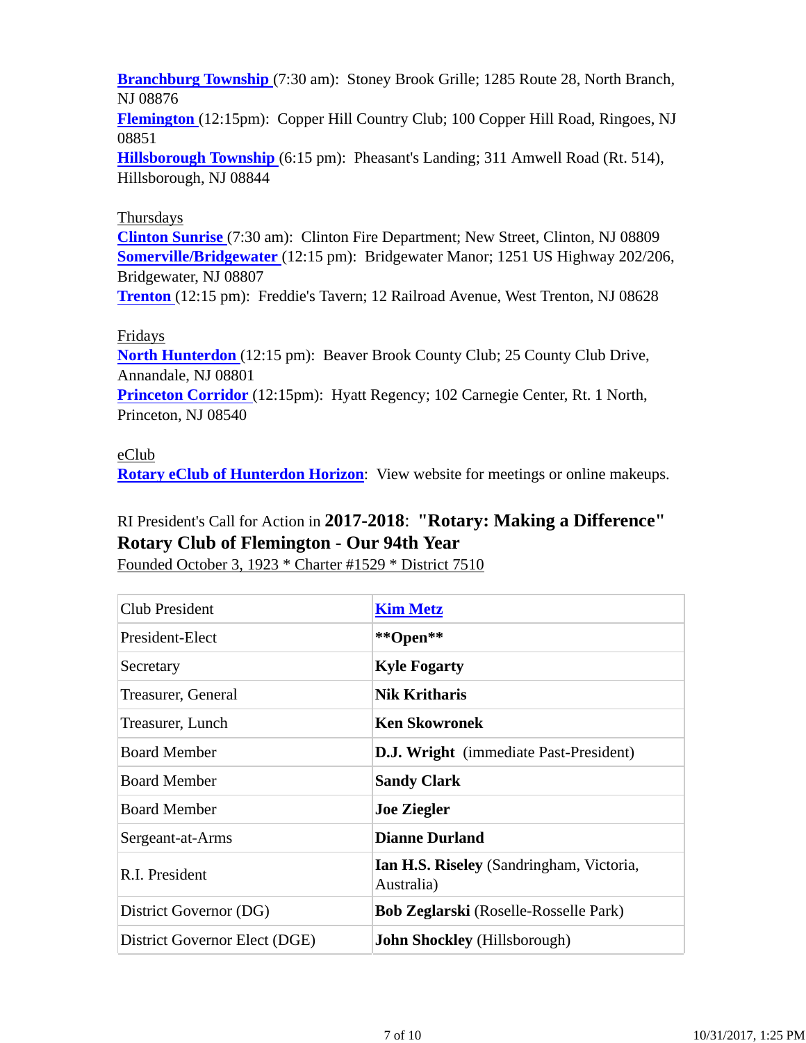**Branchburg Township** (7:30 am): Stoney Brook Grille; 1285 Route 28, North Branch, NJ 08876
**Flemington** (12:15pm): Copper Hill Country Club; 100 Copper Hill Road, Ringoes, NJ 08851
**Hillsborough Township** (6:15 pm): Pheasant's Landing; 311 Amwell Road (Rt. 514), Hillsborough, NJ 08844

Thursdays
**Clinton Sunrise** (7:30 am): Clinton Fire Department; New Street, Clinton, NJ 08809
**Somerville/Bridgewater** (12:15 pm): Bridgewater Manor; 1251 US Highway 202/206, Bridgewater, NJ 08807
**Trenton** (12:15 pm): Freddie's Tavern; 12 Railroad Avenue, West Trenton, NJ 08628

Fridays
**North Hunterdon** (12:15 pm): Beaver Brook County Club; 25 County Club Drive, Annandale, NJ 08801
**Princeton Corridor** (12:15pm): Hyatt Regency; 102 Carnegie Center, Rt. 1 North, Princeton, NJ 08540

eClub
**Rotary eClub of Hunterdon Horizon**: View website for meetings or online makeups.

RI President's Call for Action in **2017-2018**: **"Rotary: Making a Difference"**
**Rotary Club of Flemington - Our 94th Year**
Founded October 3, 1923 * Charter #1529 * District 7510

| | |
|---|---|
| Club President | **Kim Metz** |
| President-Elect | **\*\*Open\*\*** |
| Secretary | **Kyle Fogarty** |
| Treasurer, General | **Nik Kritharis** |
| Treasurer, Lunch | **Ken Skowronek** |
| Board Member | **D.J. Wright** (immediate Past-President) |
| Board Member | **Sandy Clark** |
| Board Member | **Joe Ziegler** |
| Sergeant-at-Arms | **Dianne Durland** |
| R.I. President | **Ian H.S. Riseley** (Sandringham, Victoria, Australia) |
| District Governor (DG) | **Bob Zeglarski** (Roselle-Rosselle Park) |
| District Governor Elect (DGE) | **John Shockley** (Hillsborough) |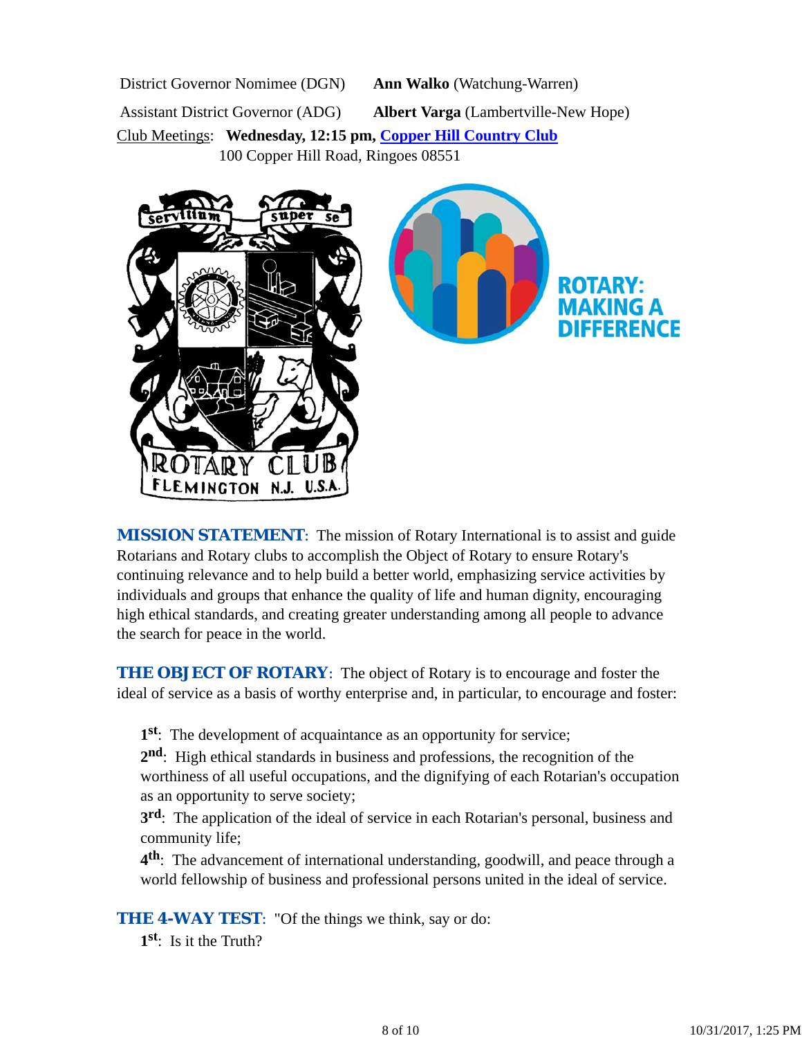District Governor Nominee (DGN) **Ann Walko** (Watchung-Warren)

Assistant District Governor (ADG) **Albert Varga** (Lambertville-New Hope)

Club Meetings: **Wednesday, 12:15 pm, [Copper Hill Country Club](#)**
100 Copper Hill Road, Ringoes 08551

**MISSION STATEMENT**: The mission of Rotary International is to assist and guide Rotarians and Rotary clubs to accomplish the Object of Rotary to ensure Rotary's continuing relevance and to help build a better world, emphasizing service activities by individuals and groups that enhance the quality of life and human dignity, encouraging high ethical standards, and creating greater understanding among all people to advance the search for peace in the world.

**THE OBJECT OF ROTARY**: The object of Rotary is to encourage and foster the ideal of service as a basis of worthy enterprise and, in particular, to encourage and foster:

**1st**: The development of acquaintance as an opportunity for service;

**2nd**: High ethical standards in business and professions, the recognition of the worthiness of all useful occupations, and the dignifying of each Rotarian's occupation as an opportunity to serve society;

**3rd**: The application of the ideal of service in each Rotarian's personal, business and community life;

**4th**: The advancement of international understanding, goodwill, and peace through a world fellowship of business and professional persons united in the ideal of service.

**THE 4-WAY TEST**: "Of the things we think, say or do:

**1st**: Is it the Truth?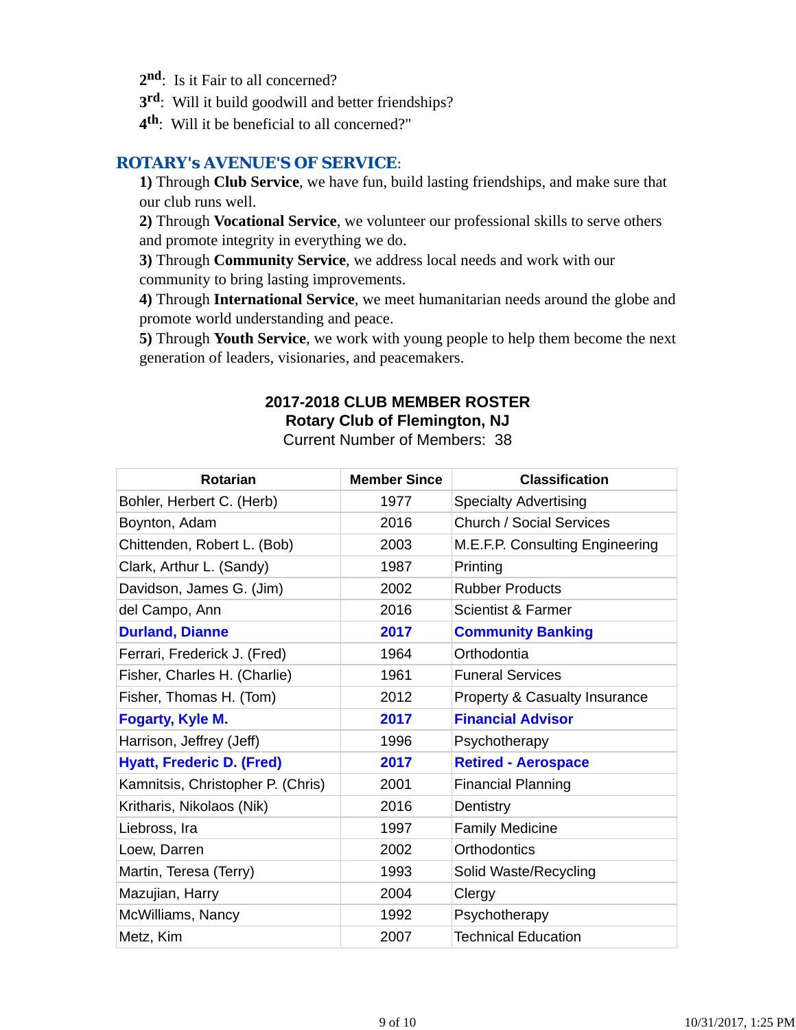2nd: Is it Fair to all concerned?
3rd: Will it build goodwill and better friendships?
4th: Will it be beneficial to all concerned?"

## ROTARY's AVENUE'S OF SERVICE:

**1)** Through **Club Service**, we have fun, build lasting friendships, and make sure that our club runs well.
**2)** Through **Vocational Service**, we volunteer our professional skills to serve others and promote integrity in everything we do.
**3)** Through **Community Service**, we address local needs and work with our community to bring lasting improvements.
**4)** Through **International Service**, we meet humanitarian needs around the globe and promote world understanding and peace.
**5)** Through **Youth Service**, we work with young people to help them become the next generation of leaders, visionaries, and peacemakers.

**2017-2018 CLUB MEMBER ROSTER**
**Rotary Club of Flemington, NJ**
Current Number of Members: 38

| Rotarian | Member Since | Classification |
|---|---|---|
| Bohler, Herbert C. (Herb) | 1977 | Specialty Advertising |
| Boynton, Adam | 2016 | Church / Social Services |
| Chittenden, Robert L. (Bob) | 2003 | M.E.F.P. Consulting Engineering |
| Clark, Arthur L. (Sandy) | 1987 | Printing |
| Davidson, James G. (Jim) | 2002 | Rubber Products |
| del Campo, Ann | 2016 | Scientist & Farmer |
| **Durland, Dianne** | **2017** | **Community Banking** |
| Ferrari, Frederick J. (Fred) | 1964 | Orthodontia |
| Fisher, Charles H. (Charlie) | 1961 | Funeral Services |
| Fisher, Thomas H. (Tom) | 2012 | Property & Casualty Insurance |
| **Fogarty, Kyle M.** | **2017** | **Financial Advisor** |
| Harrison, Jeffrey (Jeff) | 1996 | Psychotherapy |
| **Hyatt, Frederic D. (Fred)** | **2017** | **Retired - Aerospace** |
| Kamnitsis, Christopher P. (Chris) | 2001 | Financial Planning |
| Kritharis, Nikolaos (Nik) | 2016 | Dentistry |
| Liebross, Ira | 1997 | Family Medicine |
| Loew, Darren | 2002 | Orthodontics |
| Martin, Teresa (Terry) | 1993 | Solid Waste/Recycling |
| Mazujian, Harry | 2004 | Clergy |
| McWilliams, Nancy | 1992 | Psychotherapy |
| Metz, Kim | 2007 | Technical Education |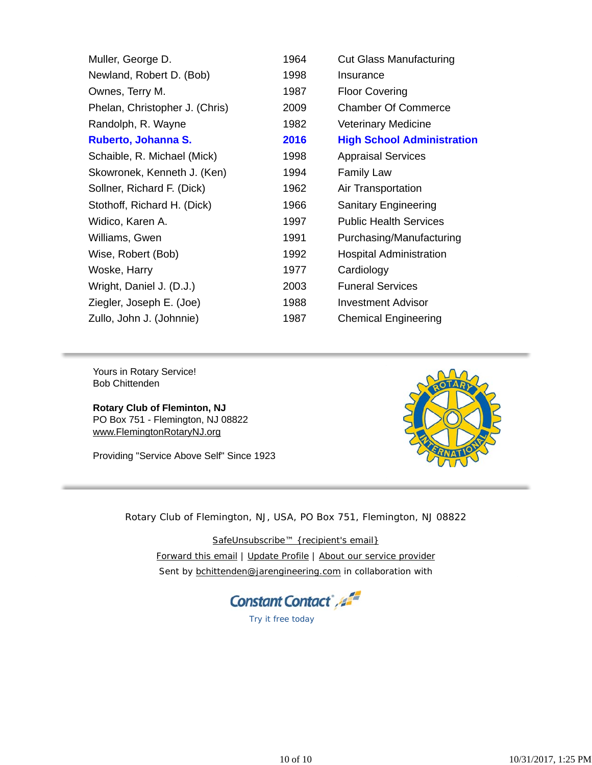| | | |
|---|---|---|
| Muller, George D. | 1964 | Cut Glass Manufacturing |
| Newland, Robert D. (Bob) | 1998 | Insurance |
| Ownes, Terry M. | 1987 | Floor Covering |
| Phelan, Christopher J. (Chris) | 2009 | Chamber Of Commerce |
| Randolph, R. Wayne | 1982 | Veterinary Medicine |
| **Ruberto, Johanna S.** | **2016** | **High School Administration** |
| Schaible, R. Michael (Mick) | 1998 | Appraisal Services |
| Skowronek, Kenneth J. (Ken) | 1994 | Family Law |
| Sollner, Richard F. (Dick) | 1962 | Air Transportation |
| Stothoff, Richard H. (Dick) | 1966 | Sanitary Engineering |
| Widico, Karen A. | 1997 | Public Health Services |
| Williams, Gwen | 1991 | Purchasing/Manufacturing |
| Wise, Robert (Bob) | 1992 | Hospital Administration |
| Woske, Harry | 1977 | Cardiology |
| Wright, Daniel J. (D.J.) | 2003 | Funeral Services |
| Ziegler, Joseph E. (Joe) | 1988 | Investment Advisor |
| Zullo, John J. (Johnnie) | 1987 | Chemical Engineering |

---

Yours in Rotary Service!
Bob Chittenden

**Rotary Club of Fleminton, NJ**
PO Box 751 - Flemington, NJ 08822
www.FlemingtonRotaryNJ.org

Providing "Service Above Self" Since 1923

---

Rotary Club of Flemington, NJ, USA, PO Box 751, Flemington, NJ 08822

SafeUnsubscribe™ {recipient's email}

Forward this email | Update Profile | About our service provider

Sent by bchittenden@jarengineering.com in collaboration with

Constant Contact

Try it free today